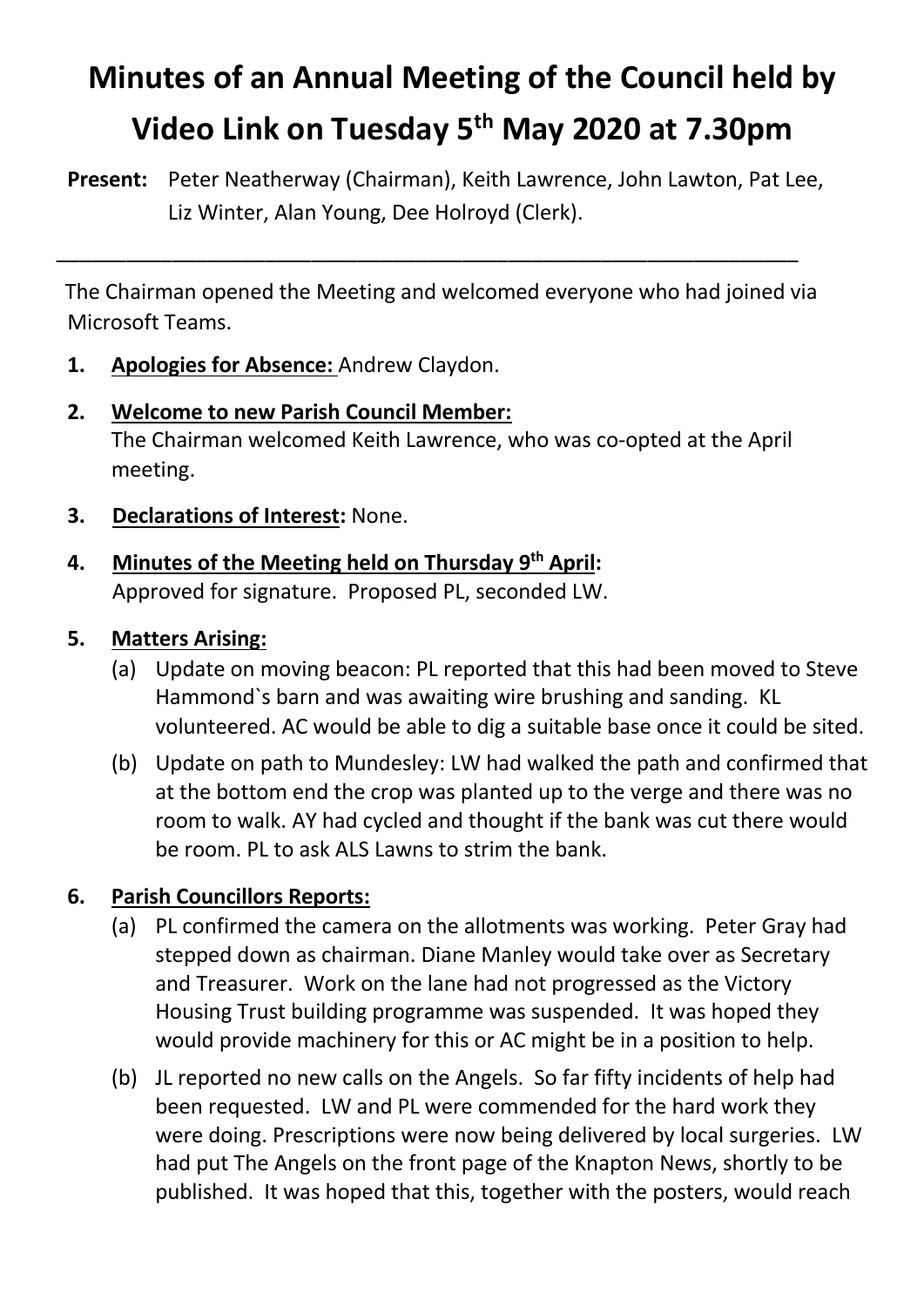# Minutes of an Annual Meeting of the Council held by Video Link on Tuesday 5th May 2020 at 7.30pm

**Present:** Peter Neatherway (Chairman), Keith Lawrence, John Lawton, Pat Lee, Liz Winter, Alan Young, Dee Holroyd (Clerk).

---

The Chairman opened the Meeting and welcomed everyone who had joined via Microsoft Teams.

1. **Apologies for Absence:** Andrew Claydon.

2. **Welcome to new Parish Council Member:**
   The Chairman welcomed Keith Lawrence, who was co-opted at the April meeting.

3. **Declarations of Interest:** None.

4. **Minutes of the Meeting held on Thursday 9th April:**
   Approved for signature. Proposed PL, seconded LW.

5. **Matters Arising:**
   (a) Update on moving beacon: PL reported that this had been moved to Steve Hammond`s barn and was awaiting wire brushing and sanding. KL volunteered. AC would be able to dig a suitable base once it could be sited.
   (b) Update on path to Mundesley: LW had walked the path and confirmed that at the bottom end the crop was planted up to the verge and there was no room to walk. AY had cycled and thought if the bank was cut there would be room. PL to ask ALS Lawns to strim the bank.

6. **Parish Councillors Reports:**
   (a) PL confirmed the camera on the allotments was working. Peter Gray had stepped down as chairman. Diane Manley would take over as Secretary and Treasurer. Work on the lane had not progressed as the Victory Housing Trust building programme was suspended. It was hoped they would provide machinery for this or AC might be in a position to help.
   (b) JL reported no new calls on the Angels. So far fifty incidents of help had been requested. LW and PL were commended for the hard work they were doing. Prescriptions were now being delivered by local surgeries. LW had put The Angels on the front page of the Knapton News, shortly to be published. It was hoped that this, together with the posters, would reach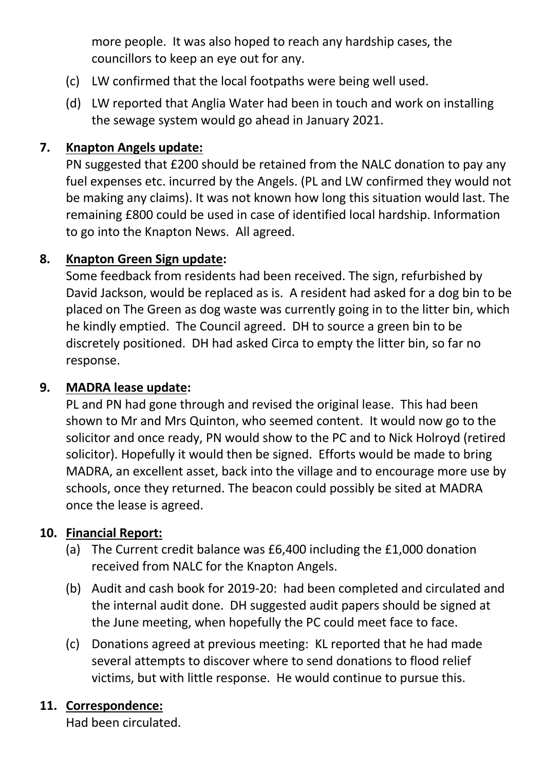more people. It was also hoped to reach any hardship cases, the councillors to keep an eye out for any.

(c) LW confirmed that the local footpaths were being well used.

(d) LW reported that Anglia Water had been in touch and work on installing the sewage system would go ahead in January 2021.

**7. <u>Knapton Angels update:</u>**

PN suggested that £200 should be retained from the NALC donation to pay any fuel expenses etc. incurred by the Angels. (PL and LW confirmed they would not be making any claims). It was not known how long this situation would last. The remaining £800 could be used in case of identified local hardship. Information to go into the Knapton News. All agreed.

**8. <u>Knapton Green Sign update</u>:**

Some feedback from residents had been received. The sign, refurbished by David Jackson, would be replaced as is. A resident had asked for a dog bin to be placed on The Green as dog waste was currently going in to the litter bin, which he kindly emptied. The Council agreed. DH to source a green bin to be discretely positioned. DH had asked Circa to empty the litter bin, so far no response.

**9. <u>MADRA lease update</u>:**

PL and PN had gone through and revised the original lease. This had been shown to Mr and Mrs Quinton, who seemed content. It would now go to the solicitor and once ready, PN would show to the PC and to Nick Holroyd (retired solicitor). Hopefully it would then be signed. Efforts would be made to bring MADRA, an excellent asset, back into the village and to encourage more use by schools, once they returned. The beacon could possibly be sited at MADRA once the lease is agreed.

**10. <u>Financial Report:</u>**

(a) The Current credit balance was £6,400 including the £1,000 donation received from NALC for the Knapton Angels.

(b) Audit and cash book for 2019-20: had been completed and circulated and the internal audit done. DH suggested audit papers should be signed at the June meeting, when hopefully the PC could meet face to face.

(c) Donations agreed at previous meeting: KL reported that he had made several attempts to discover where to send donations to flood relief victims, but with little response. He would continue to pursue this.

**11. <u>Correspondence:</u>**

Had been circulated.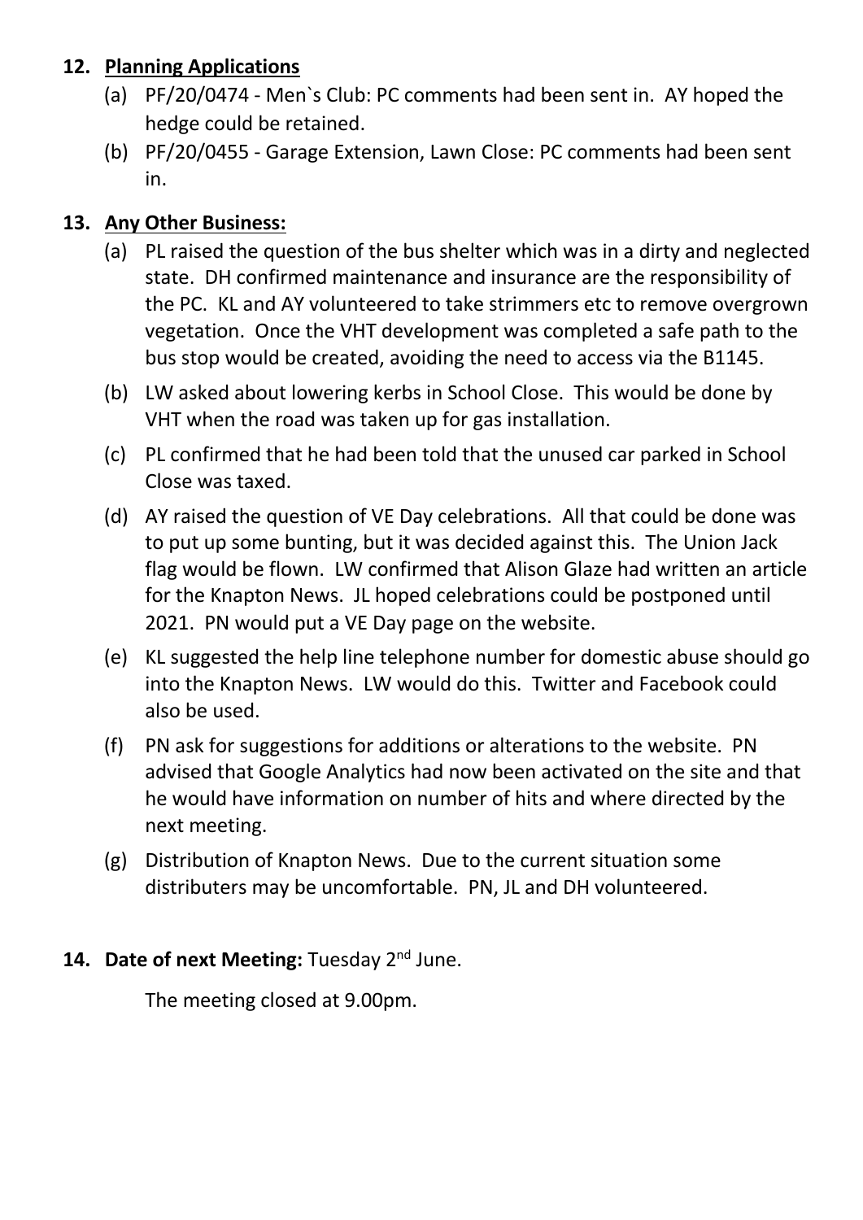**12. Planning Applications**

(a) PF/20/0474 - Men`s Club: PC comments had been sent in. AY hoped the hedge could be retained.

(b) PF/20/0455 - Garage Extension, Lawn Close: PC comments had been sent in.

**13. Any Other Business:**

(a) PL raised the question of the bus shelter which was in a dirty and neglected state. DH confirmed maintenance and insurance are the responsibility of the PC. KL and AY volunteered to take strimmers etc to remove overgrown vegetation. Once the VHT development was completed a safe path to the bus stop would be created, avoiding the need to access via the B1145.

(b) LW asked about lowering kerbs in School Close. This would be done by VHT when the road was taken up for gas installation.

(c) PL confirmed that he had been told that the unused car parked in School Close was taxed.

(d) AY raised the question of VE Day celebrations. All that could be done was to put up some bunting, but it was decided against this. The Union Jack flag would be flown. LW confirmed that Alison Glaze had written an article for the Knapton News. JL hoped celebrations could be postponed until 2021. PN would put a VE Day page on the website.

(e) KL suggested the help line telephone number for domestic abuse should go into the Knapton News. LW would do this. Twitter and Facebook could also be used.

(f) PN ask for suggestions for additions or alterations to the website. PN advised that Google Analytics had now been activated on the site and that he would have information on number of hits and where directed by the next meeting.

(g) Distribution of Knapton News. Due to the current situation some distributers may be uncomfortable. PN, JL and DH volunteered.

**14. Date of next Meeting:** Tuesday 2nd June.

The meeting closed at 9.00pm.